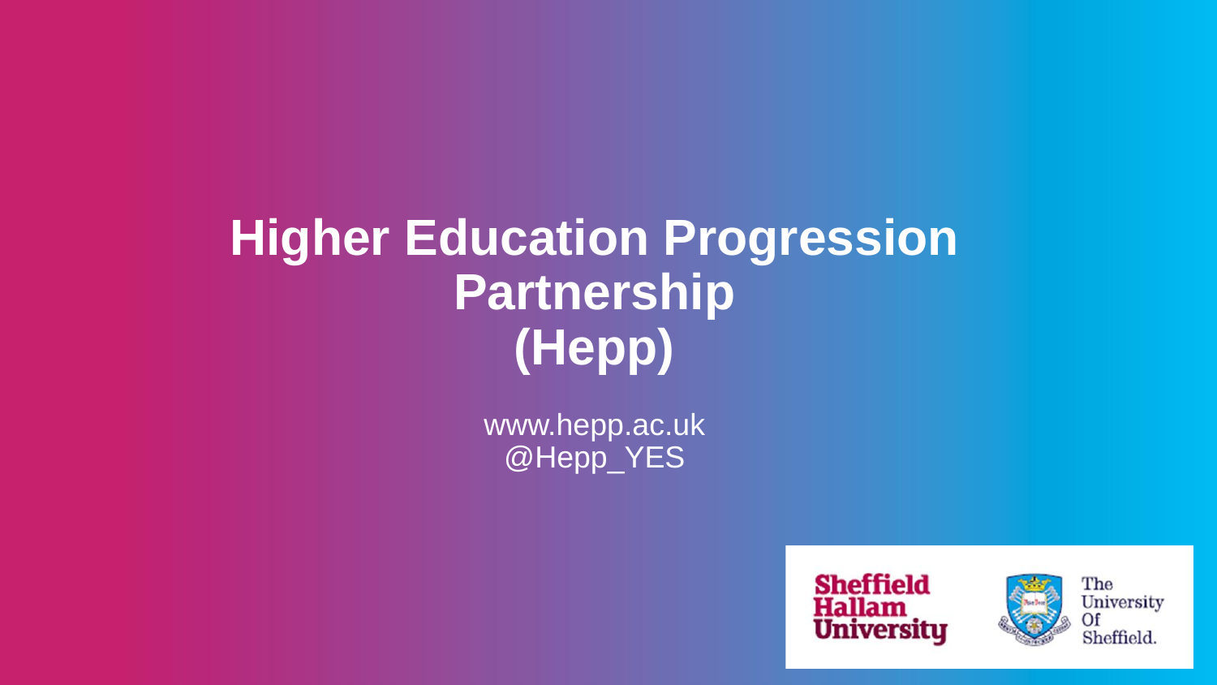# Higher Education Progression Partnership (Hepp)

www.hepp.ac.uk
@Hepp_YES

Sheffield Hallam University

The University Of Sheffield.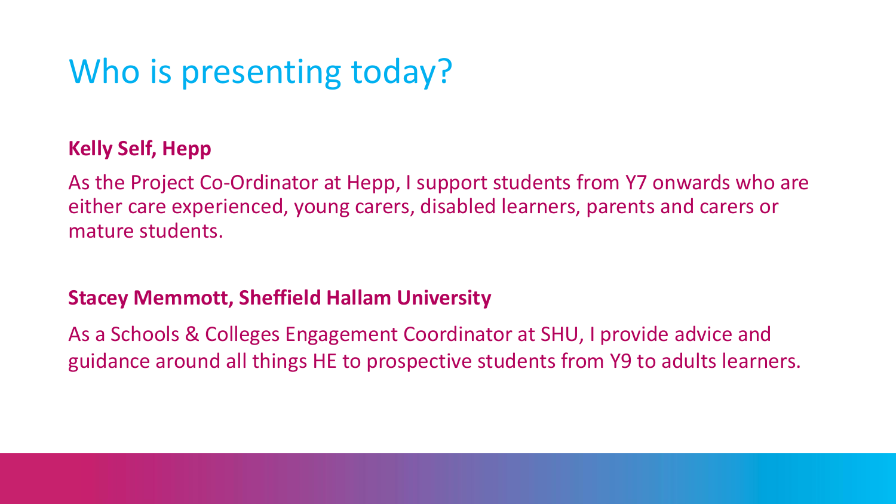# Who is presenting today?

**Kelly Self, Hepp**

As the Project Co-Ordinator at Hepp, I support students from Y7 onwards who are either care experienced, young carers, disabled learners, parents and carers or mature students.

**Stacey Memmott, Sheffield Hallam University**

As a Schools & Colleges Engagement Coordinator at SHU, I provide advice and guidance around all things HE to prospective students from Y9 to adults learners.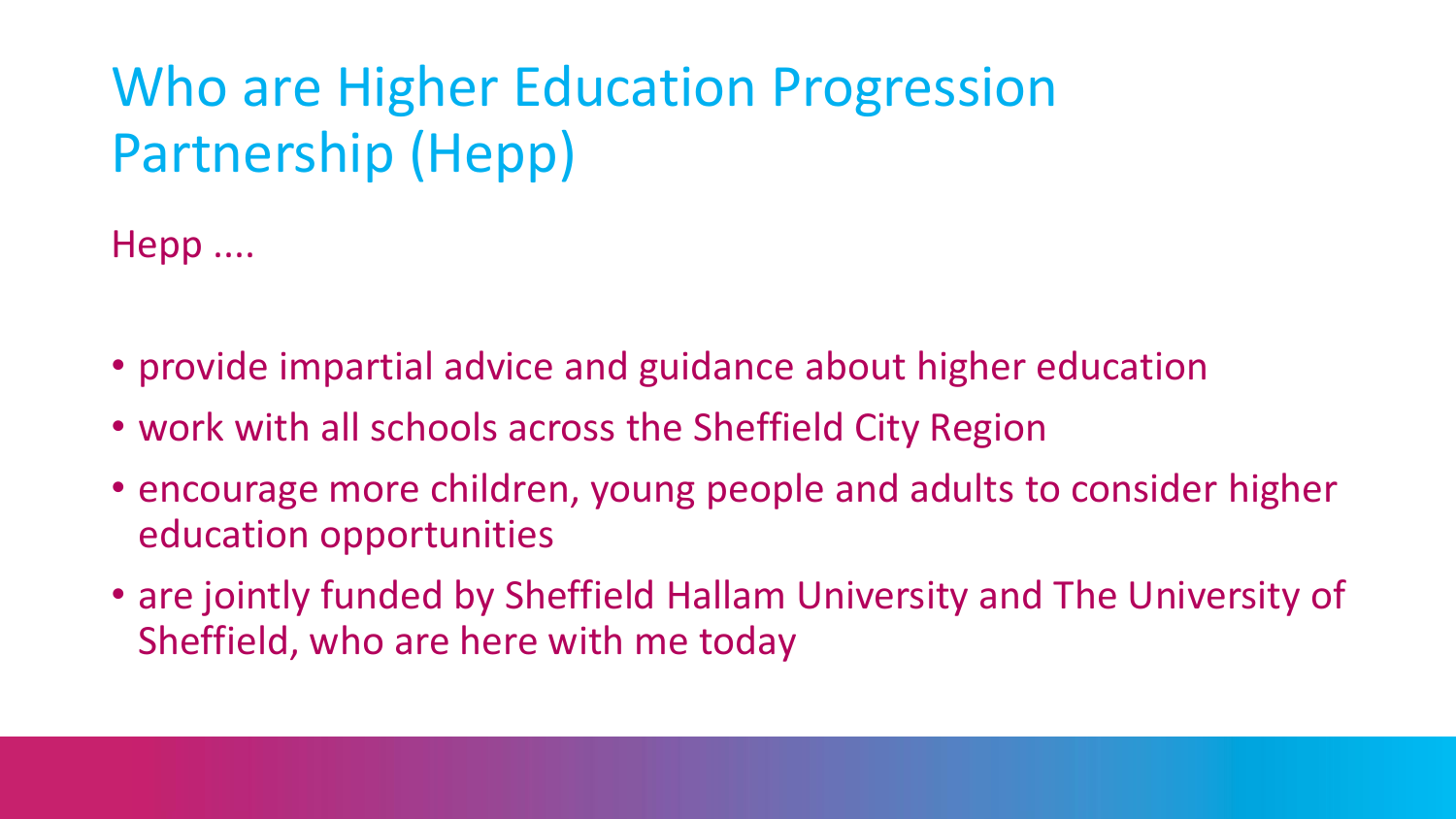# Who are Higher Education Progression Partnership (Hepp)

Hepp ....

- provide impartial advice and guidance about higher education
- work with all schools across the Sheffield City Region
- encourage more children, young people and adults to consider higher education opportunities
- are jointly funded by Sheffield Hallam University and The University of Sheffield, who are here with me today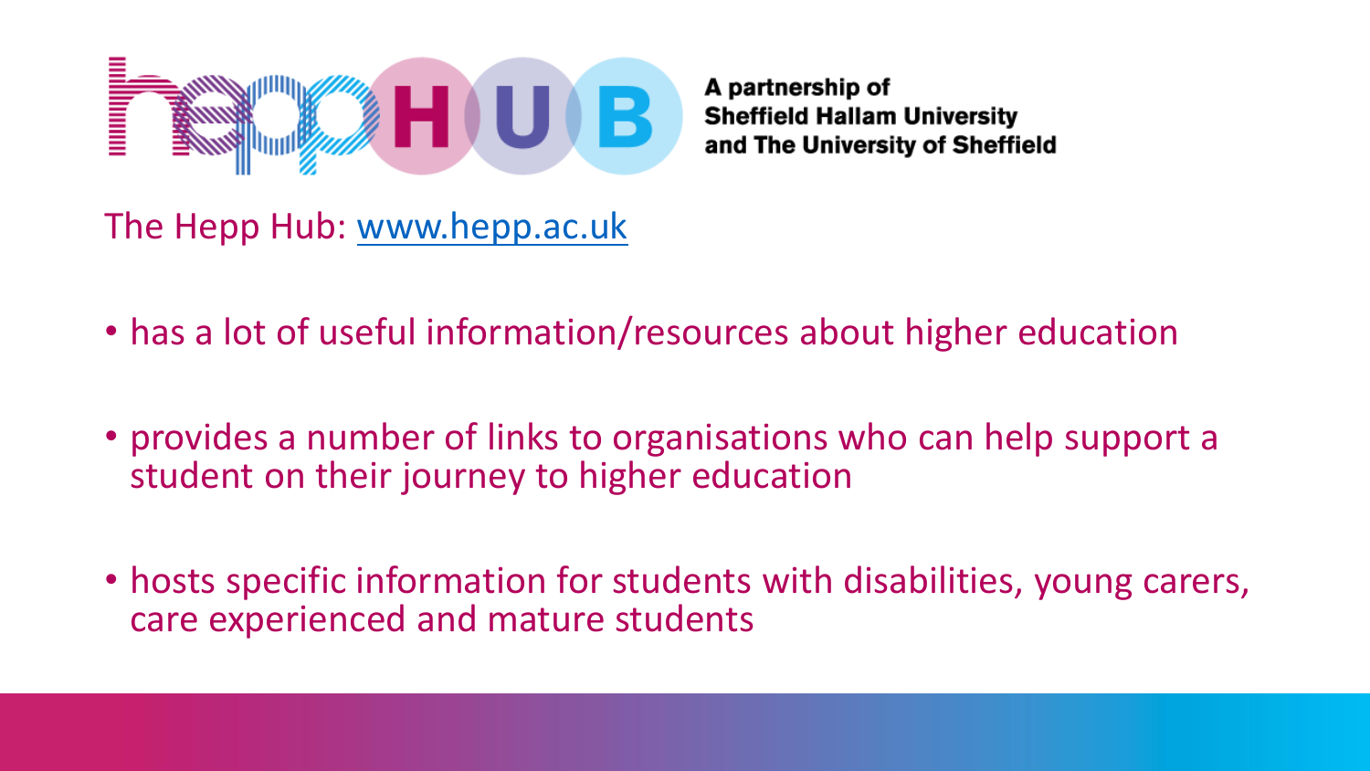hepp HUB

A partnership of
Sheffield Hallam University
and The University of Sheffield

The Hepp Hub: [www.hepp.ac.uk](http://www.hepp.ac.uk)

- has a lot of useful information/resources about higher education
- provides a number of links to organisations who can help support a student on their journey to higher education
- hosts specific information for students with disabilities, young carers, care experienced and mature students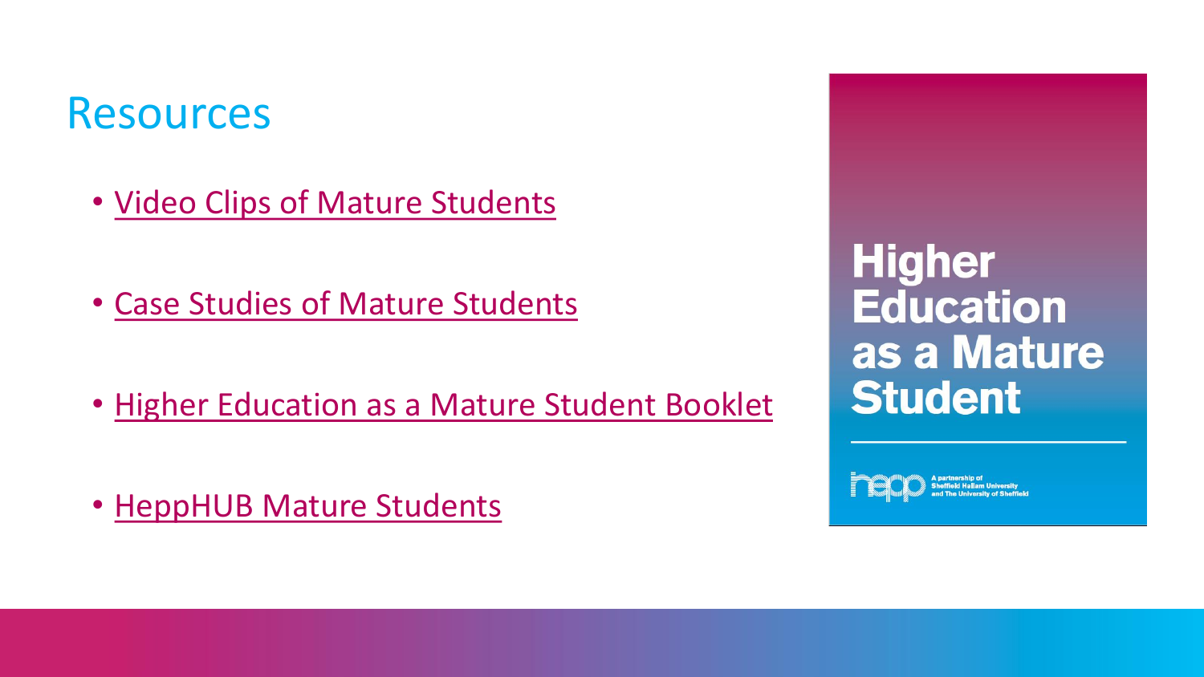# Resources

- Video Clips of Mature Students
- Case Studies of Mature Students
- Higher Education as a Mature Student Booklet
- HeppHUB Mature Students

Higher Education as a Mature Student

A partnership of Sheffield Hallam University and The University of Sheffield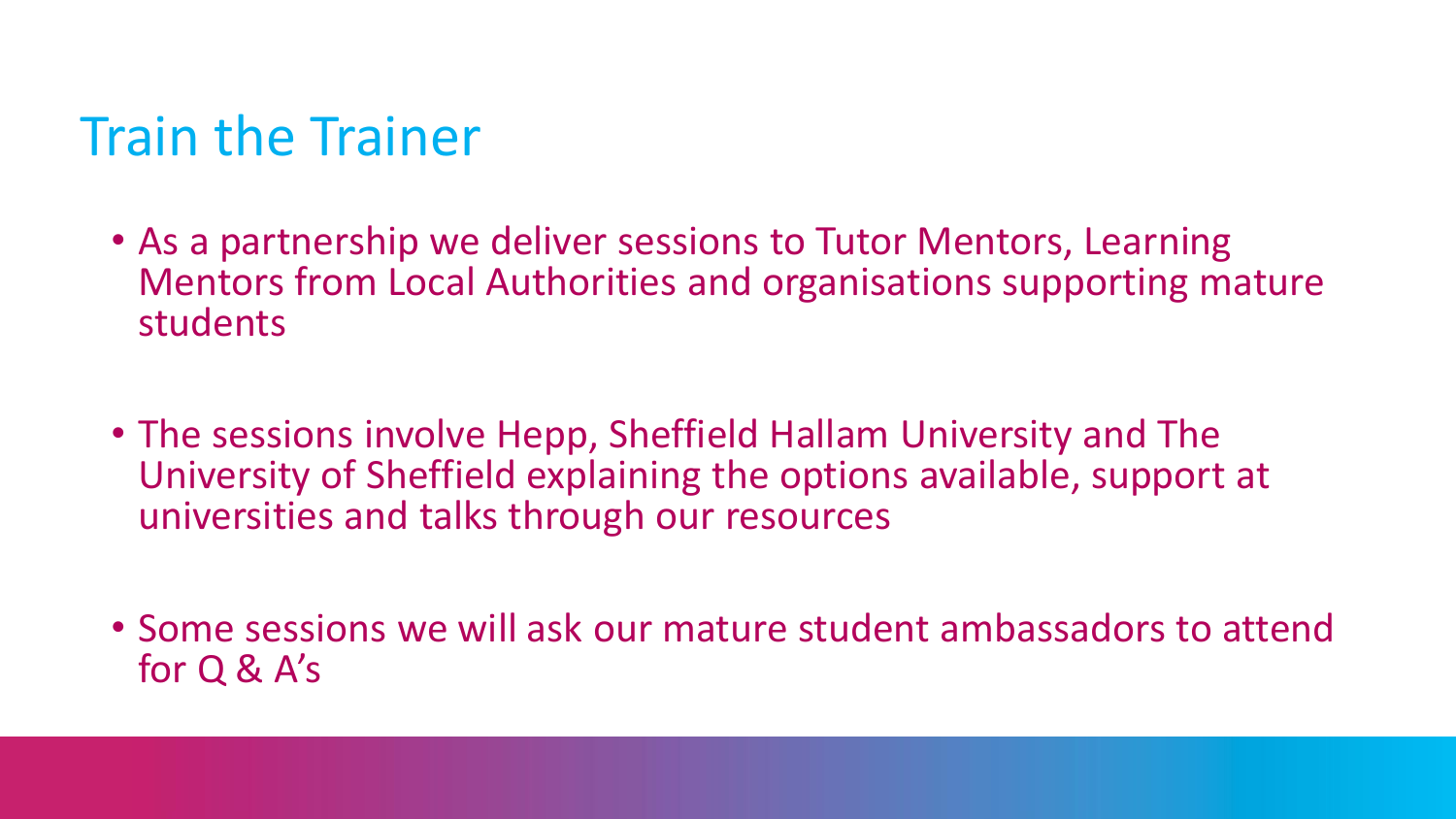# Train the Trainer

- As a partnership we deliver sessions to Tutor Mentors, Learning Mentors from Local Authorities and organisations supporting mature students

- The sessions involve Hepp, Sheffield Hallam University and The University of Sheffield explaining the options available, support at universities and talks through our resources

- Some sessions we will ask our mature student ambassadors to attend for Q & A's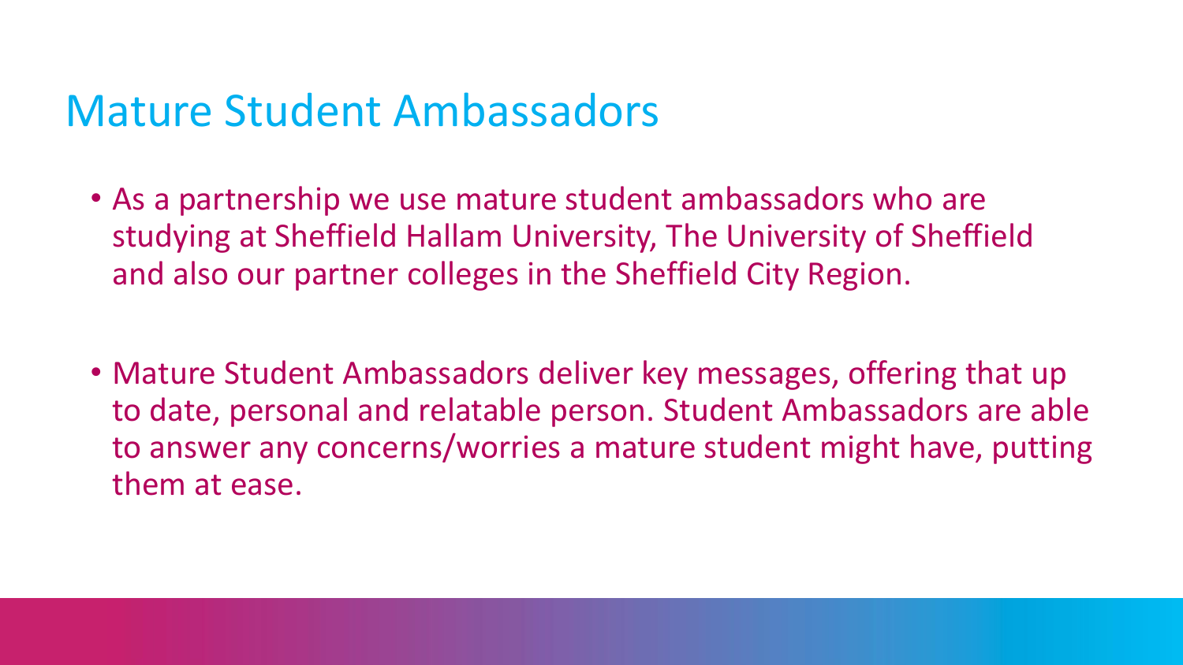# Mature Student Ambassadors

- As a partnership we use mature student ambassadors who are studying at Sheffield Hallam University, The University of Sheffield and also our partner colleges in the Sheffield City Region.

- Mature Student Ambassadors deliver key messages, offering that up to date, personal and relatable person. Student Ambassadors are able to answer any concerns/worries a mature student might have, putting them at ease.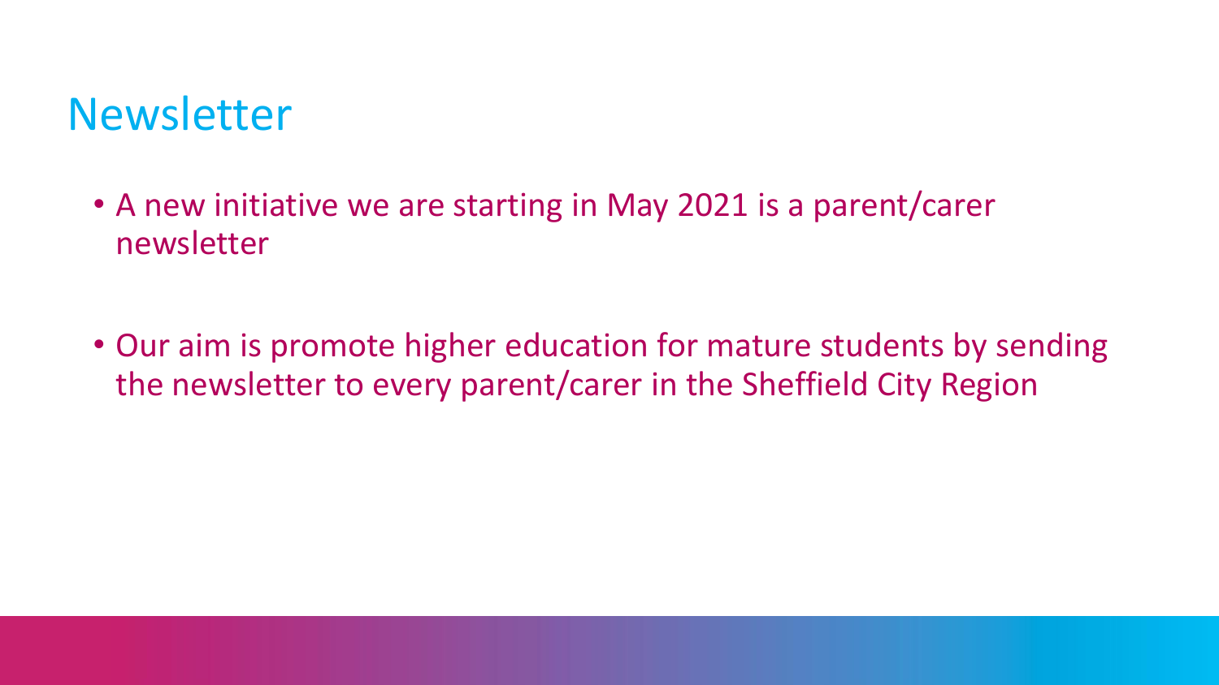# Newsletter

- A new initiative we are starting in May 2021 is a parent/carer newsletter
- Our aim is promote higher education for mature students by sending the newsletter to every parent/carer in the Sheffield City Region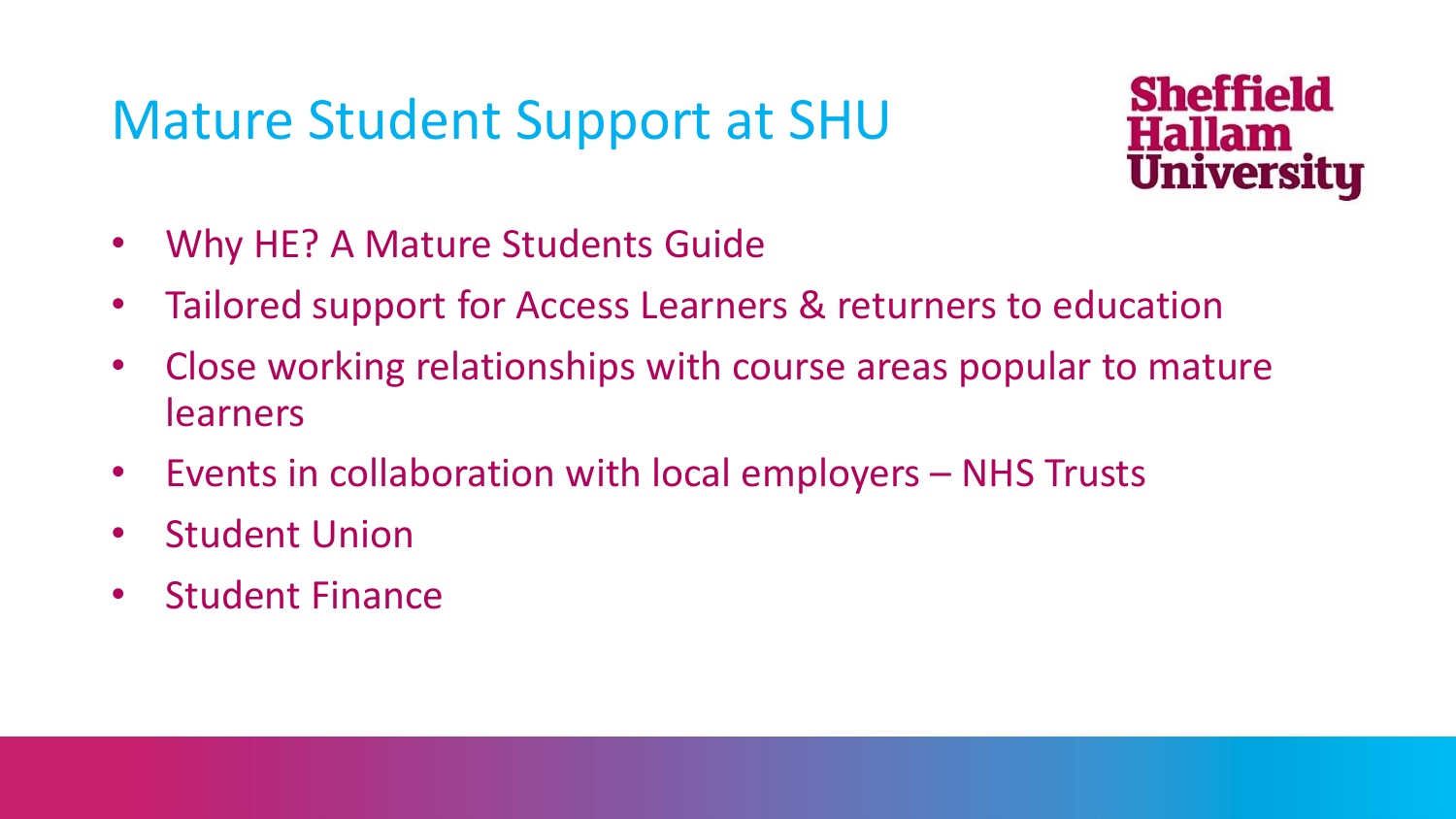# Mature Student Support at SHU

Sheffield Hallam University

- Why HE? A Mature Students Guide
- Tailored support for Access Learners & returners to education
- Close working relationships with course areas popular to mature learners
- Events in collaboration with local employers – NHS Trusts
- Student Union
- Student Finance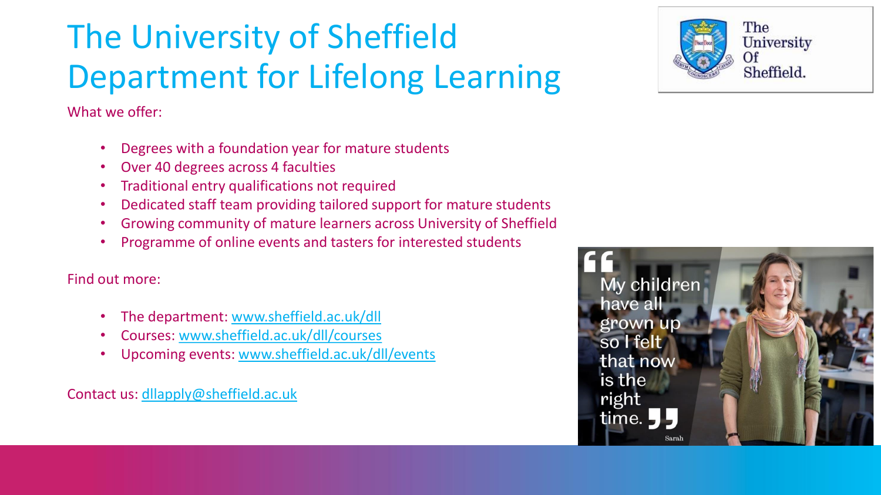# The University of Sheffield Department for Lifelong Learning

What we offer:

- Degrees with a foundation year for mature students
- Over 40 degrees across 4 faculties
- Traditional entry qualifications not required
- Dedicated staff team providing tailored support for mature students
- Growing community of mature learners across University of Sheffield
- Programme of online events and tasters for interested students

Find out more:

- The department: www.sheffield.ac.uk/dll
- Courses: www.sheffield.ac.uk/dll/courses
- Upcoming events: www.sheffield.ac.uk/dll/events

Contact us: dllapply@sheffield.ac.uk

“My children have all grown up so I felt that now is the right time.” — Sarah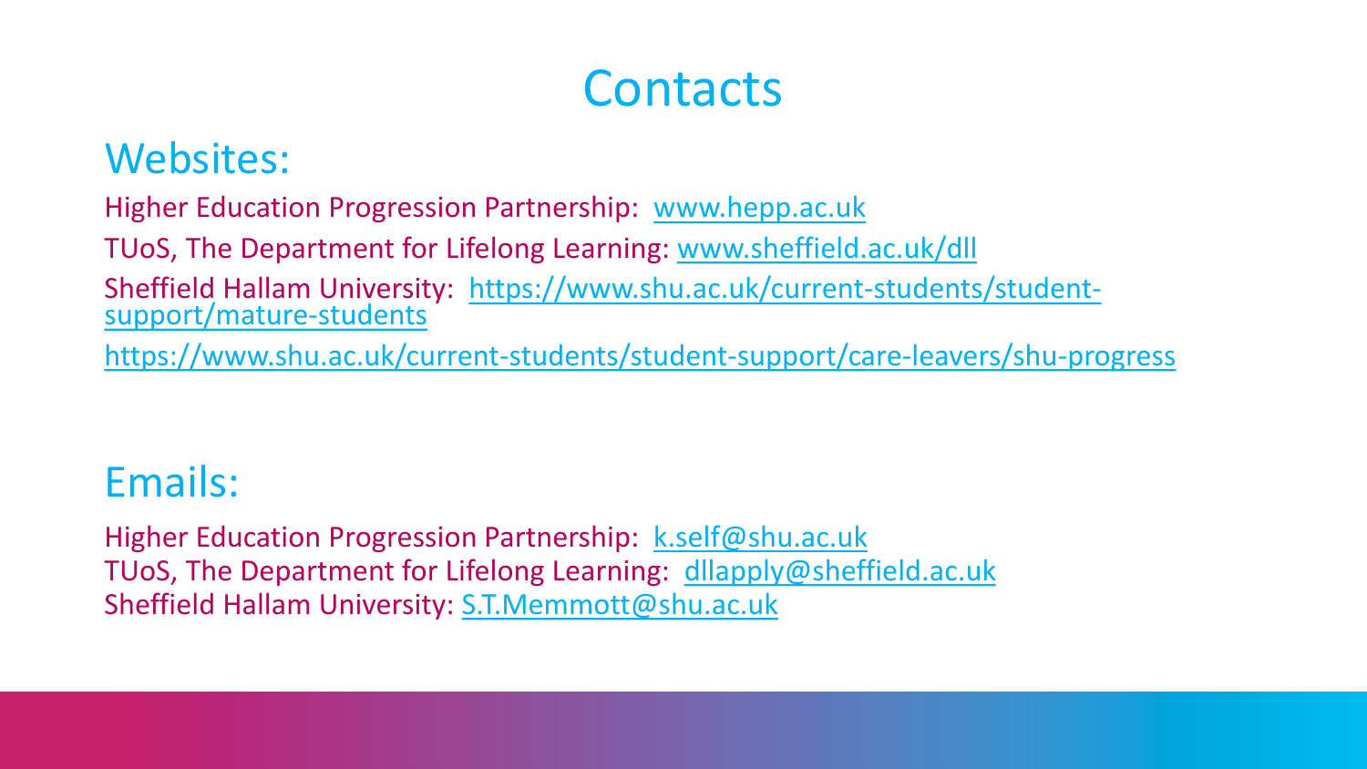# Contacts

## Websites:

Higher Education Progression Partnership: www.hepp.ac.uk

TUoS, The Department for Lifelong Learning: www.sheffield.ac.uk/dll

Sheffield Hallam University: https://www.shu.ac.uk/current-students/student-support/mature-students

https://www.shu.ac.uk/current-students/student-support/care-leavers/shu-progress

## Emails:

Higher Education Progression Partnership: k.self@shu.ac.uk
TUoS, The Department for Lifelong Learning: dllapply@sheffield.ac.uk
Sheffield Hallam University: S.T.Memmott@shu.ac.uk